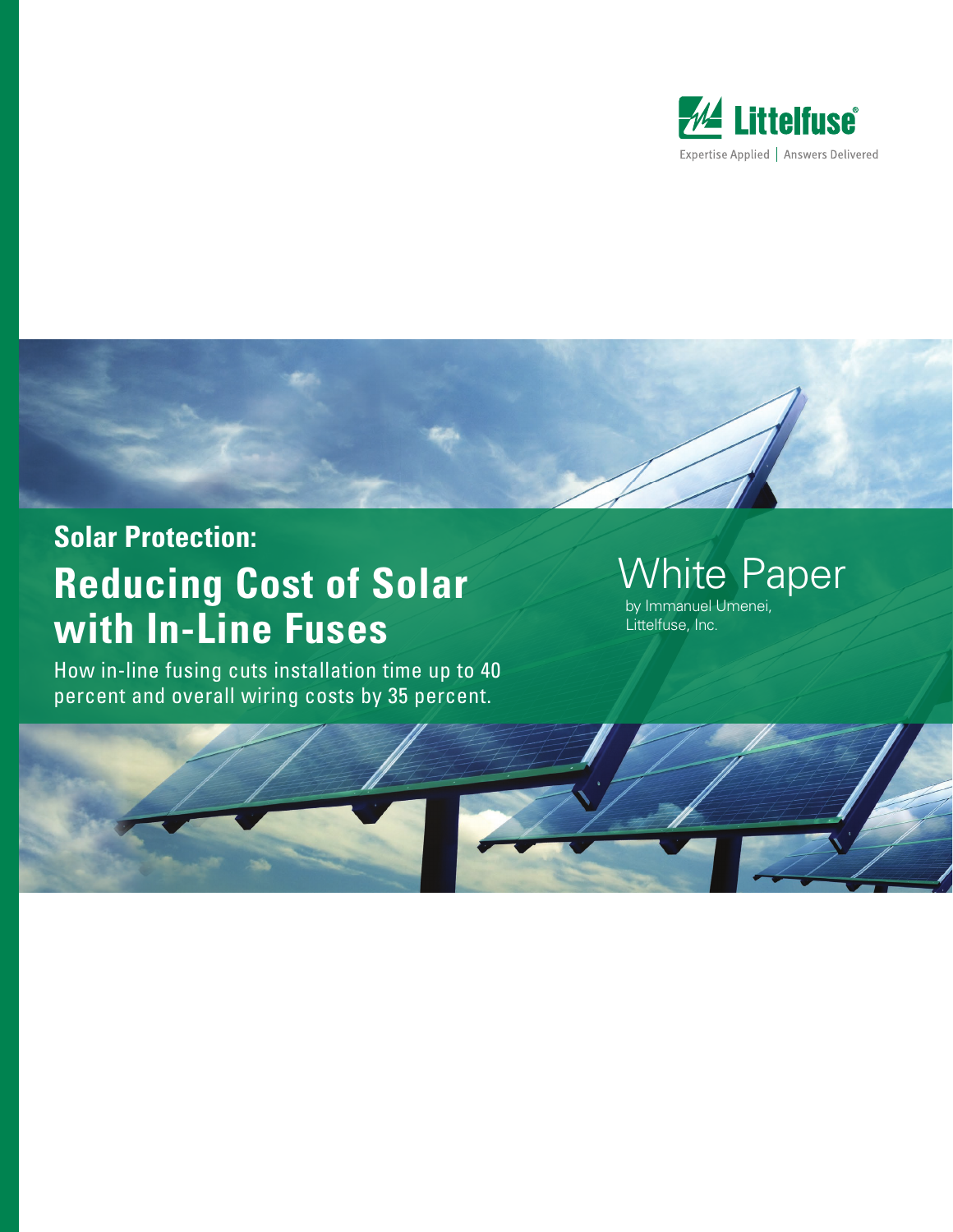Littelfuse®

Expertise Applied | Answers Delivered

## Solar Protection:

# Reducing Cost of Solar with In-Line Fuses

How in-line fusing cuts installation time up to 40 percent and overall wiring costs by 35 percent.

## White Paper

by Immanuel Umenei, Littelfuse, Inc.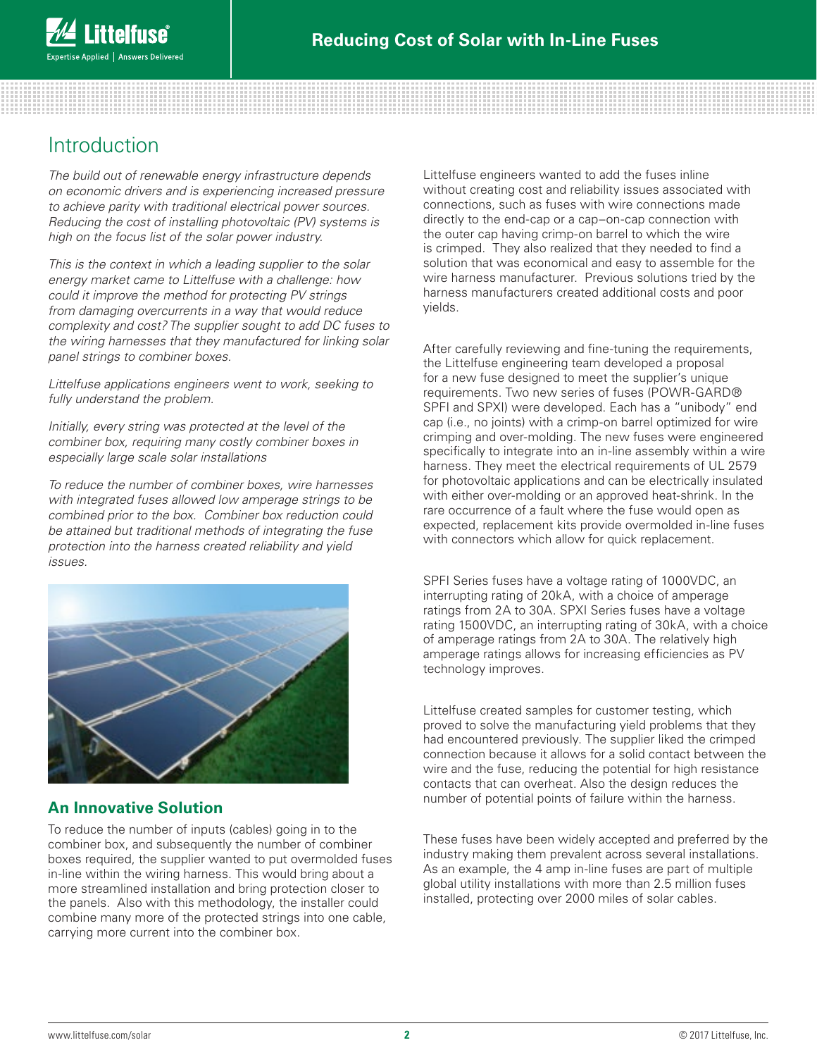# Introduction

*The build out of renewable energy infrastructure depends on economic drivers and is experiencing increased pressure to achieve parity with traditional electrical power sources. Reducing the cost of installing photovoltaic (PV) systems is high on the focus list of the solar power industry.*

*This is the context in which a leading supplier to the solar energy market came to Littelfuse with a challenge: how could it improve the method for protecting PV strings from damaging overcurrents in a way that would reduce complexity and cost? The supplier sought to add DC fuses to the wiring harnesses that they manufactured for linking solar panel strings to combiner boxes.*

*Littelfuse applications engineers went to work, seeking to fully understand the problem.*

*Initially, every string was protected at the level of the combiner box, requiring many costly combiner boxes in especially large scale solar installations*

*To reduce the number of combiner boxes, wire harnesses with integrated fuses allowed low amperage strings to be combined prior to the box. Combiner box reduction could be attained but traditional methods of integrating the fuse protection into the harness created reliability and yield issues.*

## An Innovative Solution

To reduce the number of inputs (cables) going in to the combiner box, and subsequently the number of combiner boxes required, the supplier wanted to put overmolded fuses in-line within the wiring harness. This would bring about a more streamlined installation and bring protection closer to the panels. Also with this methodology, the installer could combine many more of the protected strings into one cable, carrying more current into the combiner box.

Littelfuse engineers wanted to add the fuses inline without creating cost and reliability issues associated with connections, such as fuses with wire connections made directly to the end-cap or a cap–on-cap connection with the outer cap having crimp-on barrel to which the wire is crimped. They also realized that they needed to find a solution that was economical and easy to assemble for the wire harness manufacturer. Previous solutions tried by the harness manufacturers created additional costs and poor yields.

After carefully reviewing and fine-tuning the requirements, the Littelfuse engineering team developed a proposal for a new fuse designed to meet the supplier's unique requirements. Two new series of fuses (POWR-GARD® SPFI and SPXI) were developed. Each has a "unibody" end cap (i.e., no joints) with a crimp-on barrel optimized for wire crimping and over-molding. The new fuses were engineered specifically to integrate into an in-line assembly within a wire harness. They meet the electrical requirements of UL 2579 for photovoltaic applications and can be electrically insulated with either over-molding or an approved heat-shrink. In the rare occurrence of a fault where the fuse would open as expected, replacement kits provide overmolded in-line fuses with connectors which allow for quick replacement.

SPFI Series fuses have a voltage rating of 1000VDC, an interrupting rating of 20kA, with a choice of amperage ratings from 2A to 30A. SPXI Series fuses have a voltage rating 1500VDC, an interrupting rating of 30kA, with a choice of amperage ratings from 2A to 30A. The relatively high amperage ratings allows for increasing efficiencies as PV technology improves.

Littelfuse created samples for customer testing, which proved to solve the manufacturing yield problems that they had encountered previously. The supplier liked the crimped connection because it allows for a solid contact between the wire and the fuse, reducing the potential for high resistance contacts that can overheat. Also the design reduces the number of potential points of failure within the harness.

These fuses have been widely accepted and preferred by the industry making them prevalent across several installations. As an example, the 4 amp in-line fuses are part of multiple global utility installations with more than 2.5 million fuses installed, protecting over 2000 miles of solar cables.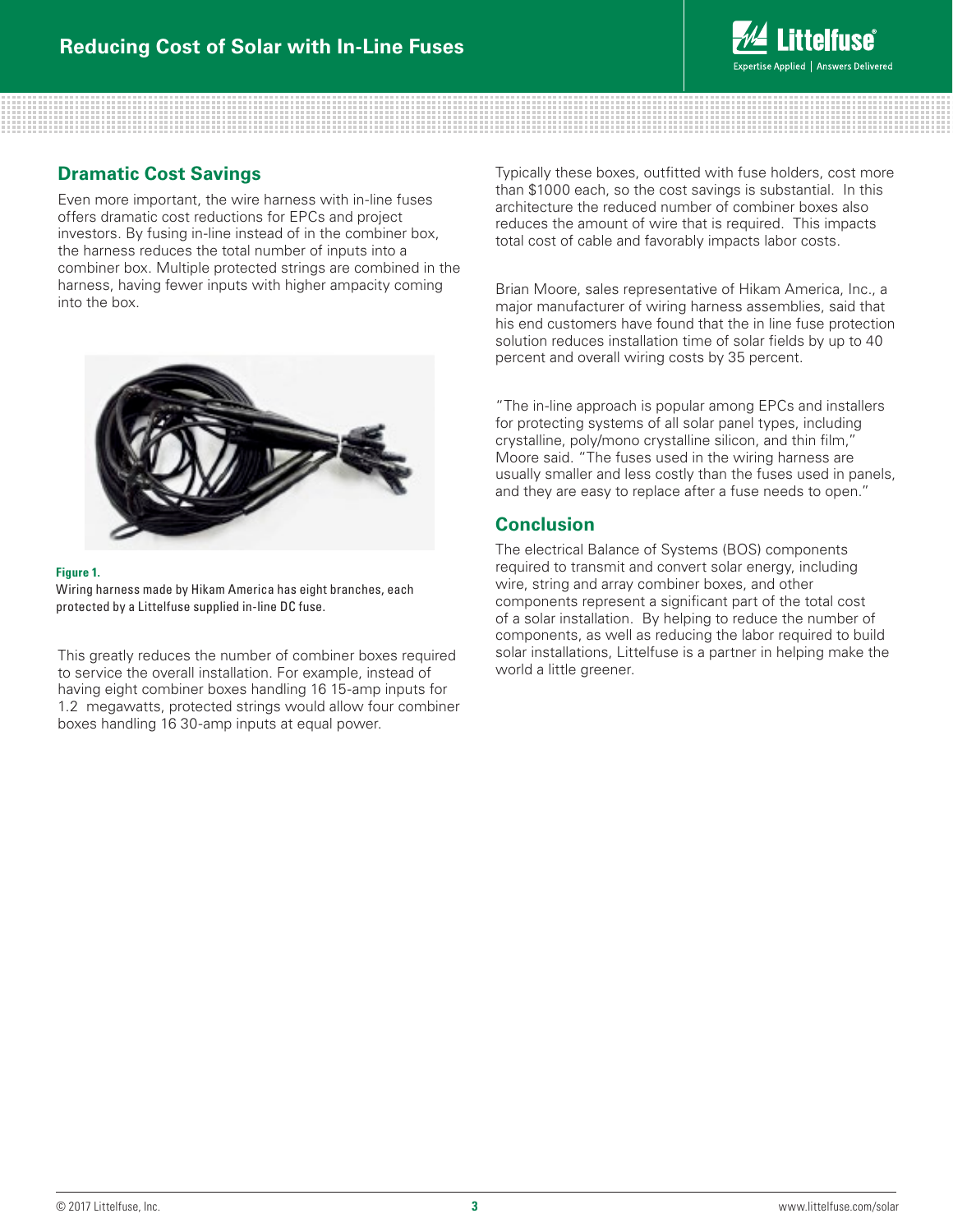## Dramatic Cost Savings

Even more important, the wire harness with in-line fuses offers dramatic cost reductions for EPCs and project investors. By fusing in-line instead of in the combiner box, the harness reduces the total number of inputs into a combiner box. Multiple protected strings are combined in the harness, having fewer inputs with higher ampacity coming into the box.

**Figure 1.**
Wiring harness made by Hikam America has eight branches, each protected by a Littelfuse supplied in-line DC fuse.

This greatly reduces the number of combiner boxes required to service the overall installation. For example, instead of having eight combiner boxes handling 16 15-amp inputs for 1.2 megawatts, protected strings would allow four combiner boxes handling 16 30-amp inputs at equal power.

Typically these boxes, outfitted with fuse holders, cost more than $1000 each, so the cost savings is substantial. In this architecture the reduced number of combiner boxes also reduces the amount of wire that is required. This impacts total cost of cable and favorably impacts labor costs.

Brian Moore, sales representative of Hikam America, Inc., a major manufacturer of wiring harness assemblies, said that his end customers have found that the in line fuse protection solution reduces installation time of solar fields by up to 40 percent and overall wiring costs by 35 percent.

"The in-line approach is popular among EPCs and installers for protecting systems of all solar panel types, including crystalline, poly/mono crystalline silicon, and thin film," Moore said. "The fuses used in the wiring harness are usually smaller and less costly than the fuses used in panels, and they are easy to replace after a fuse needs to open."

## Conclusion

The electrical Balance of Systems (BOS) components required to transmit and convert solar energy, including wire, string and array combiner boxes, and other components represent a significant part of the total cost of a solar installation. By helping to reduce the number of components, as well as reducing the labor required to build solar installations, Littelfuse is a partner in helping make the world a little greener.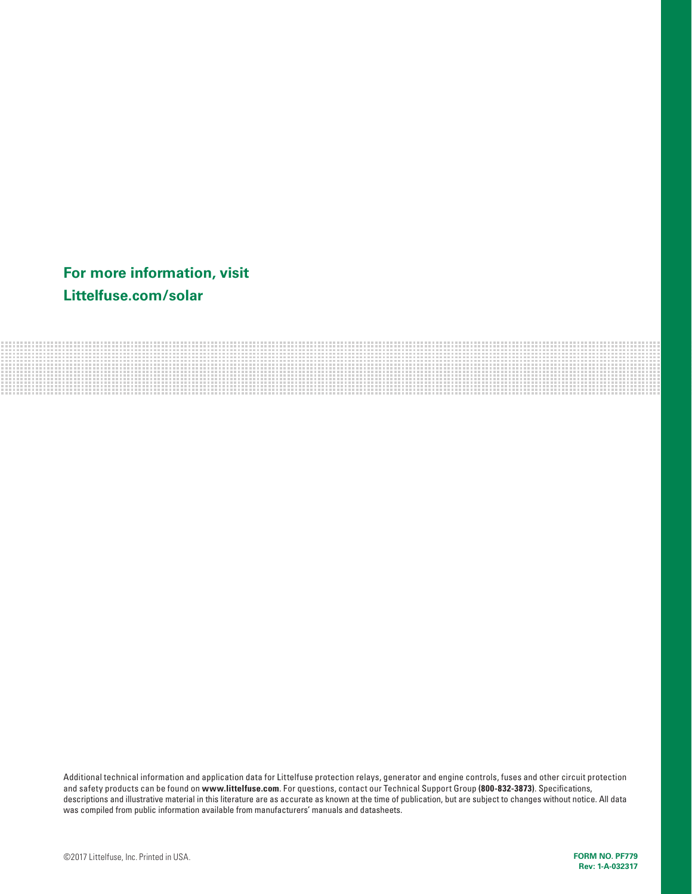**For more information, visit**
**Littelfuse.com/solar**

Additional technical information and application data for Littelfuse protection relays, generator and engine controls, fuses and other circuit protection and safety products can be found on **www.littelfuse.com**. For questions, contact our Technical Support Group **(800-832-3873)**. Specifications, descriptions and illustrative material in this literature are as accurate as known at the time of publication, but are subject to changes without notice. All data was compiled from public information available from manufacturers' manuals and datasheets.

©2017 Littelfuse, Inc. Printed in USA.

**FORM NO. PF779**
**Rev: 1-A-032317**